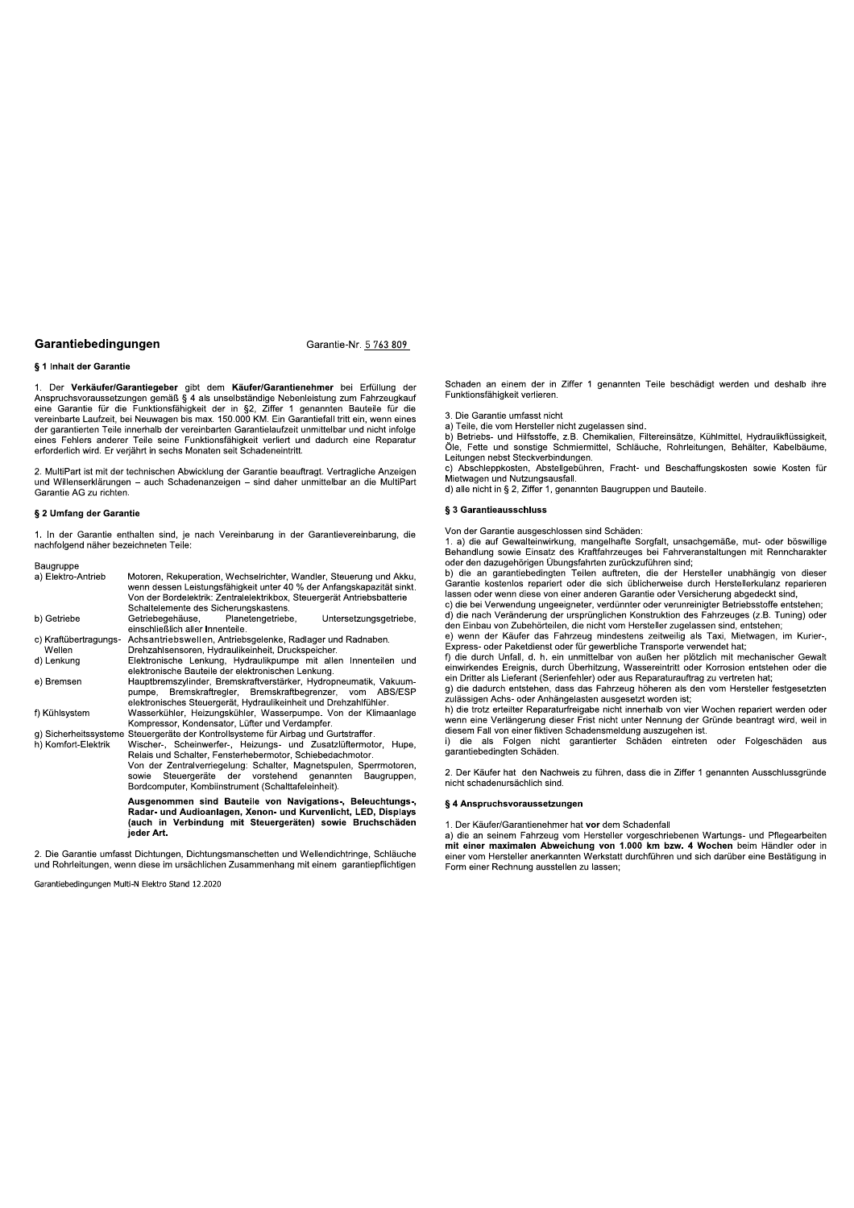## Garantiebedingungen

Garantie-Nr. 5 763 809

### § 1 Inhalt der Garantie

1. Der **Verkäufer/Garantiegeber** gibt dem **Käufer/Garantienehmer** bei Erfüllung der Anspruchsvoraussetzungen gemäß § 4 als unselbständige Nebenleistung zum Fahrzeugkauf eine Garantie für die Funktionsfähigkeit der in §2, Ziffer 1 genannten Bauteile für die vereinbarte Laufzeit, bei Neuwagen bis max. 150.000 KM. Ein Garantiefall tritt ein, wenn eines der garantierten Teile innerhalb der vereinbarten Garantielaufzeit unmittelbar und nicht infolge eines Fehlers anderer Teile seine Funktionsfähigkeit verliert und dadurch eine Reparatur erforderlich wird. Er verjährt in sechs Monaten seit Schadeneintritt.

2. MultiPart ist mit der technischen Abwicklung der Garantie beauftragt. Vertragliche Anzeigen und Willenserklärungen – auch Schadenanzeigen – sind daher unmittelbar an die MultiPart Garantie AG zu richten.

### § 2 Umfang der Garantie

1. In der Garantie enthalten sind, je nach Vereinbarung in der Garantievereinbarung, die nachfolgend näher bezeichneten Teile:

| Baugruppe | |
|---|---|
| a) Elektro-Antrieb | Motoren, Rekuperation, Wechselrichter, Wandler, Steuerung und Akku, wenn dessen Leistungsfähigkeit unter 40 % der Anfangskapazität sinkt. Von der Bordelektrik: Zentralelektrikbox, Steuergerät Antriebsbatterie Schaltelemente des Sicherungskastens. |
| b) Getriebe | Getriebegehäuse, Planetengetriebe, Untersetzungsgetriebe, einschließlich aller Innenteile. |
| c) Kraftübertragungs-Wellen | Achsantriebswellen, Antriebsgelenke, Radlager und Radnaben. Drehzahlsensoren, Hydraulikeinheit, Druckspeicher. |
| d) Lenkung | Elektronische Lenkung, Hydraulikpumpe mit allen Innenteilen und elektronische Bauteile der elektronischen Lenkung. |
| e) Bremsen | Hauptbremszylinder, Bremskraftverstärker, Hydropneumatik, Vakuumpumpe, Bremskraftregler, Bremskraftbegrenzer, vom ABS/ESP elektronisches Steuergerät, Hydraulikeinheit und Drehzahlfühler. |
| f) Kühlsystem | Wasserkühler, Heizungskühler, Wasserpumpe. Von der Klimaanlage Kompressor, Kondensator, Lüfter und Verdampfer. |
| g) Sicherheitssysteme | Steuergeräte der Kontrollsysteme für Airbag und Gurtstraffer. |
| h) Komfort-Elektrik | Wischer-, Scheinwerfer-, Heizungs- und Zusatzlüftermotor, Hupe, Relais und Schalter, Fensterhebermotor, Schiebedachmotor. Von der Zentralverriegelung: Schalter, Magnetspulen, Sperrmotoren, sowie Steuergeräte der vorstehend genannten Baugruppen, Bordcomputer, Kombiinstrument (Schalttafeleinheit). |
| | **Ausgenommen sind Bauteile von Navigations-, Beleuchtungs-, Radar- und Audioanlagen, Xenon- und Kurvenlicht, LED, Displays (auch in Verbindung mit Steuergeräten) sowie Bruchschäden jeder Art.** |

2. Die Garantie umfasst Dichtungen, Dichtungsmanschetten und Wellendichtringe, Schläuche und Rohrleitungen, wenn diese im ursächlichen Zusammenhang mit einem garantiepflichtigen Schaden an einem der in Ziffer 1 genannten Teile beschädigt werden und deshalb ihre Funktionsfähigkeit verlieren.

3. Die Garantie umfasst nicht

a) Teile, die vom Hersteller nicht zugelassen sind.
b) Betriebs- und Hilfsstoffe, z.B. Chemikalien, Filtereinsätze, Kühlmittel, Hydraulikflüssigkeit, Öle, Fette und sonstige Schmiermittel, Schläuche, Rohrleitungen, Behälter, Kabelbäume, Leitungen nebst Steckverbindungen.
c) Abschleppkosten, Abstellgebühren, Fracht- und Beschaffungskosten sowie Kosten für Mietwagen und Nutzungsausfall.
d) alle nicht in § 2, Ziffer 1, genannten Baugruppen und Bauteile.

### § 3 Garantieausschluss

Von der Garantie ausgeschlossen sind Schäden:

1. a) die auf Gewalteinwirkung, mangelhafte Sorgfalt, unsachgemäße, mut- oder böswillige Behandlung sowie Einsatz des Kraftfahrzeuges bei Fahrveranstaltungen mit Renncharakter oder den dazugehörigen Übungsfahrten zurückzuführen sind;
b) die an garantiebedingten Teilen auftreten, die der Hersteller unabhängig von dieser Garantie kostenlos repariert oder die sich üblicherweise durch Herstellerkulanz reparieren lassen oder wenn diese von einer anderen Garantie oder Versicherung abgedeckt sind,
c) die bei Verwendung ungeeigneter, verdünnter oder verunreinigter Betriebsstoffe entstehen;
d) die nach Veränderung der ursprünglichen Konstruktion des Fahrzeuges (z.B. Tuning) oder den Einbau von Zubehörteilen, die nicht vom Hersteller zugelassen sind, entstehen;
e) wenn der Käufer das Fahrzeug mindestens zeitweilig als Taxi, Mietwagen, im Kurier-, Express- oder Paketdienst oder für gewerbliche Transporte verwendet hat;
f) die durch Unfall, d. h. ein unmittelbar von außen her plötzlich mit mechanischer Gewalt einwirkendes Ereignis, durch Überhitzung, Wassereintritt oder Korrosion entstehen oder die ein Dritter als Lieferant (Serienfehler) oder aus Reparaturauftrag zu vertreten hat;
g) die dadurch entstehen, dass das Fahrzeug höheren als den vom Hersteller festgesetzten zulässigen Achs- oder Anhängelasten ausgesetzt worden ist;
h) die trotz erteilter Reparaturfreigabe nicht innerhalb von vier Wochen repariert werden oder wenn eine Verlängerung dieser Frist nicht unter Nennung der Gründe beantragt wird, weil in diesem Fall von einer fiktiven Schadensmeldung auszugehen ist.
i) die als Folgen nicht garantierter Schäden eintreten oder Folgeschäden aus garantiebedingten Schäden.

2. Der Käufer hat den Nachweis zu führen, dass die in Ziffer 1 genannten Ausschlussgründe nicht schadenursächlich sind.

### § 4 Anspruchsvoraussetzungen

1. Der Käufer/Garantienehmer hat **vor** dem Schadenfall

a) die an seinem Fahrzeug vom Hersteller vorgeschriebenen Wartungs- und Pflegearbeiten **mit einer maximalen Abweichung von 1.000 km bzw. 4 Wochen** beim Händler oder in einer vom Hersteller anerkannten Werkstatt durchführen und sich darüber eine Bestätigung in Form einer Rechnung ausstellen zu lassen;

Garantiebedingungen Multi-N Elektro Stand 12.2020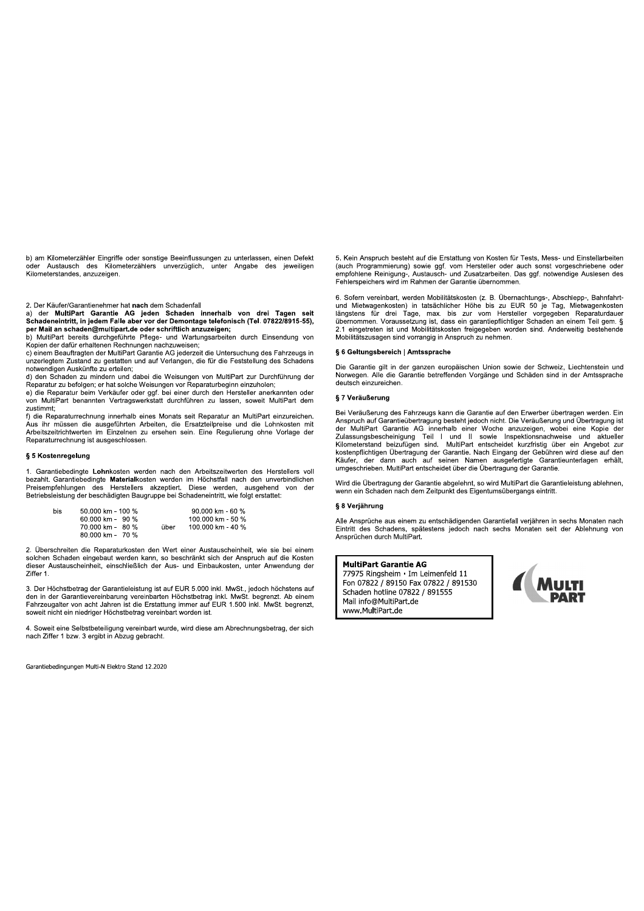b) am Kilometerzähler Eingriffe oder sonstige Beeinflussungen zu unterlassen, einen Defekt oder Austausch des Kilometerzählers unverzüglich, unter Angabe des jeweiligen Kilometerstandes, anzuzeigen.

2. Der Käufer/Garantienehmer hat **nach** dem Schadenfall

a) der **MultiPart Garantie AG jeden Schaden innerhalb von drei Tagen seit Schadeneintritt, in jedem Falle aber vor der Demontage telefonisch (Tel. 07822/8915-55), per Mail an schaden@multipart.de oder schriftlich anzuzeigen;**

b) MultiPart bereits durchgeführte Pflege- und Wartungsarbeiten durch Einsendung von Kopien der dafür erhaltenen Rechnungen nachzuweisen;

c) einem Beauftragten der MultiPart Garantie AG jederzeit die Untersuchung des Fahrzeugs in unzerlegtem Zustand zu gestatten und auf Verlangen, die für die Feststellung des Schadens notwendigen Auskünfte zu erteilen;

d) den Schaden zu mindern und dabei die Weisungen von MultiPart zur Durchführung der Reparatur zu befolgen; er hat solche Weisungen vor Reparaturbeginn einzuholen;

e) die Reparatur beim Verkäufer oder ggf. bei einer durch den Hersteller anerkannten oder von MultiPart benannten Vertragswerkstatt durchführen zu lassen, soweit MultiPart dem zustimmt;

f) die Reparaturrechnung innerhalb eines Monats seit Reparatur an MultiPart einzureichen. Aus ihr müssen die ausgeführten Arbeiten, die Ersatzteilpreise und die Lohnkosten mit Arbeitszeitrichtwerten im Einzelnen zu ersehen sein. Eine Regulierung ohne Vorlage der Reparaturrechnung ist ausgeschlossen.

### § 5 Kostenregelung

1. Garantiebedingte **Lohn**kosten werden nach den Arbeitszeitwerten des Herstellers voll bezahlt. Garantiebedingte **Material**kosten werden im Höchstfall nach den unverbindlichen Preisempfehlungen des Herstellers akzeptiert. Diese werden, ausgehend von der Betriebsleistung der beschädigten Baugruppe bei Schadeneintritt, wie folgt erstattet:

| | | | |
|---|---|---|---|
| bis | 50.000 km - 100 % | | 90.000 km - 60 % |
| | 60.000 km - 90 % | | 100.000 km - 50 % |
| | 70.000 km - 80 % | über | 100.000 km - 40 % |
| | 80.000 km - 70 % | | |

2. Überschreiten die Reparaturkosten den Wert einer Austauscheinheit, wie sie bei einem solchen Schaden eingebaut werden kann, so beschränkt sich der Anspruch auf die Kosten dieser Austauscheinheit, einschließlich der Aus- und Einbaukosten, unter Anwendung der Ziffer 1.

3. Der Höchstbetrag der Garantieleistung ist auf EUR 5.000 inkl. MwSt., jedoch höchstens auf den in der Garantievereinbarung vereinbarten Höchstbetrag inkl. MwSt. begrenzt. Ab einem Fahrzeugalter von acht Jahren ist die Erstattung immer auf EUR 1.500 inkl. MwSt. begrenzt, soweit nicht ein niedriger Höchstbetrag vereinbart worden ist.

4. Soweit eine Selbstbeteiligung vereinbart wurde, wird diese am Abrechnungsbetrag, der sich nach Ziffer 1 bzw. 3 ergibt in Abzug gebracht.

5. Kein Anspruch besteht auf die Erstattung von Kosten für Tests, Mess- und Einstellarbeiten (auch Programmierung) sowie ggf. vom Hersteller oder auch sonst vorgeschriebene oder empfohlene Reinigung-, Austausch- und Zusatzarbeiten. Das ggf. notwendige Auslesen des Fehlerspeichers wird im Rahmen der Garantie übernommen.

6. Sofern vereinbart, werden Mobilitätskosten (z. B. Übernachtungs-, Abschlepp-, Bahnfahrt- und Mietwagenkosten) in tatsächlicher Höhe bis zu EUR 50 je Tag, Mietwagenkosten längstens für drei Tage, max. bis zur vom Hersteller vorgegeben Reparaturdauer übernommen. Voraussetzung ist, dass ein garantiepflichtiger Schaden an einem Teil gem. § 2.1 eingetreten ist und Mobilitätskosten freigegeben worden sind. Anderweitig bestehende Mobilitätszusagen sind vorrangig in Anspruch zu nehmen.

### § 6 Geltungsbereich | Amtssprache

Die Garantie gilt in der ganzen europäischen Union sowie der Schweiz, Liechtenstein und Norwegen. Alle die Garantie betreffenden Vorgänge und Schäden sind in der Amtssprache deutsch einzureichen.

### § 7 Veräußerung

Bei Veräußerung des Fahrzeugs kann die Garantie auf den Erwerber übertragen werden. Ein Anspruch auf Garantieübertragung besteht jedoch nicht. Die Veräußerung und Übertragung ist der MultiPart Garantie AG innerhalb einer Woche anzuzeigen, wobei eine Kopie der Zulassungsbescheinigung Teil I und II sowie Inspektionsnachweise und aktueller Kilometerstand beizufügen sind. MultiPart entscheidet kurzfristig über ein Angebot zur kostenpflichtigen Übertragung der Garantie. Nach Eingang der Gebühren wird diese auf den Käufer, der dann auch auf seinen Namen ausgefertigte Garantieunterlagen erhält, umgeschrieben. MultiPart entscheidet über die Übertragung der Garantie.

Wird die Übertragung der Garantie abgelehnt, so wird MultiPart die Garantieleistung ablehnen, wenn ein Schaden nach dem Zeitpunkt des Eigentumsübergangs eintritt.

### § 8 Verjährung

Alle Ansprüche aus einem zu entschädigenden Garantiefall verjähren in sechs Monaten nach Eintritt des Schadens, spätestens jedoch nach sechs Monaten seit der Ablehnung von Ansprüchen durch MultiPart.

**MultiPart Garantie AG**
77975 Ringsheim · Im Leimenfeld 11
Fon 07822 / 89150 Fax 07822 / 891530
Schaden hotline 07822 / 891555
Mail info@MultiPart.de
www.MultiPart.de

MULTI PART

Garantiebedingungen Multi-N Elektro Stand 12.2020